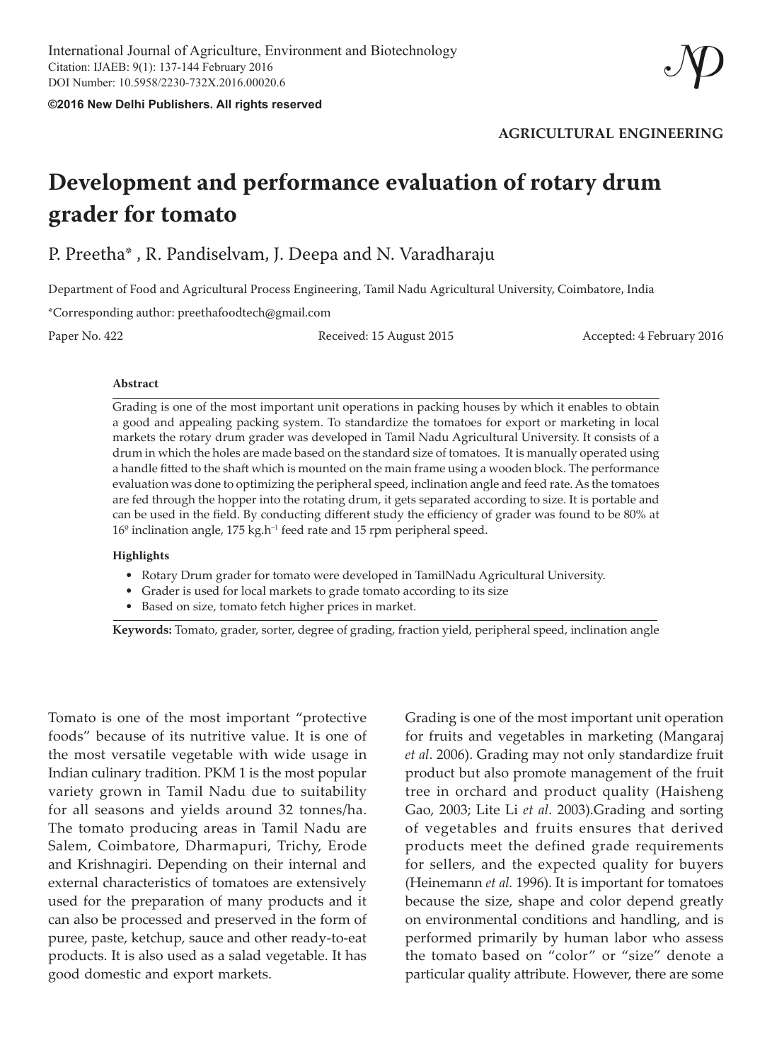International Journal of Agriculture, Environment and Biotechnology
Citation: IJAEB: 9(1): 137-144 February 2016
DOI Number: 10.5958/2230-732X.2016.00020.6

**©2016 New Delhi Publishers. All rights reserved**

**AGRICULTURAL ENGINEERING**

# Development and performance evaluation of rotary drum grader for tomato

P. Preetha*, R. Pandiselvam, J. Deepa and N. Varadharaju

Department of Food and Agricultural Process Engineering, Tamil Nadu Agricultural University, Coimbatore, India

*Corresponding author: preethafoodtech@gmail.com

Paper No. 422 | Received: 15 August 2015 | Accepted: 4 February 2016

**Abstract**

Grading is one of the most important unit operations in packing houses by which it enables to obtain a good and appealing packing system. To standardize the tomatoes for export or marketing in local markets the rotary drum grader was developed in Tamil Nadu Agricultural University. It consists of a drum in which the holes are made based on the standard size of tomatoes. It is manually operated using a handle fitted to the shaft which is mounted on the main frame using a wooden block. The performance evaluation was done to optimizing the peripheral speed, inclination angle and feed rate. As the tomatoes are fed through the hopper into the rotating drum, it gets separated according to size. It is portable and can be used in the field. By conducting different study the efficiency of grader was found to be 80% at 16° inclination angle, 175 kg.h$^{-1}$ feed rate and 15 rpm peripheral speed.

**Highlights**

- Rotary Drum grader for tomato were developed in TamilNadu Agricultural University.
- Grader is used for local markets to grade tomato according to its size
- Based on size, tomato fetch higher prices in market.

**Keywords:** Tomato, grader, sorter, degree of grading, fraction yield, peripheral speed, inclination angle

Tomato is one of the most important "protective foods" because of its nutritive value. It is one of the most versatile vegetable with wide usage in Indian culinary tradition. PKM 1 is the most popular variety grown in Tamil Nadu due to suitability for all seasons and yields around 32 tonnes/ha. The tomato producing areas in Tamil Nadu are Salem, Coimbatore, Dharmapuri, Trichy, Erode and Krishnagiri. Depending on their internal and external characteristics of tomatoes are extensively used for the preparation of many products and it can also be processed and preserved in the form of puree, paste, ketchup, sauce and other ready-to-eat products. It is also used as a salad vegetable. It has good domestic and export markets.

Grading is one of the most important unit operation for fruits and vegetables in marketing (Mangaraj *et al*. 2006). Grading may not only standardize fruit product but also promote management of the fruit tree in orchard and product quality (Haisheng Gao, 2003; Lite Li *et al*. 2003).Grading and sorting of vegetables and fruits ensures that derived products meet the defined grade requirements for sellers, and the expected quality for buyers (Heinemann *et al.* 1996). It is important for tomatoes because the size, shape and color depend greatly on environmental conditions and handling, and is performed primarily by human labor who assess the tomato based on "color" or "size" denote a particular quality attribute. However, there are some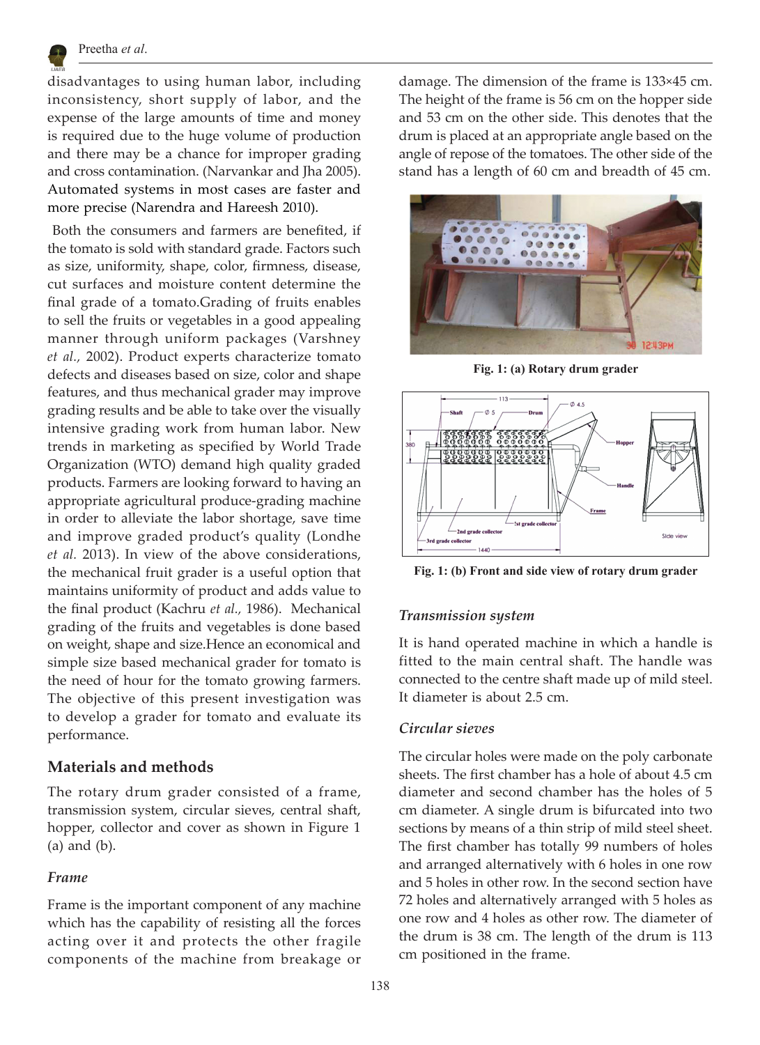disadvantages to using human labor, including inconsistency, short supply of labor, and the expense of the large amounts of time and money is required due to the huge volume of production and there may be a chance for improper grading and cross contamination. (Narvankar and Jha 2005). Automated systems in most cases are faster and more precise (Narendra and Hareesh 2010).

Both the consumers and farmers are benefited, if the tomato is sold with standard grade. Factors such as size, uniformity, shape, color, firmness, disease, cut surfaces and moisture content determine the final grade of a tomato.Grading of fruits enables to sell the fruits or vegetables in a good appealing manner through uniform packages (Varshney *et al.,* 2002). Product experts characterize tomato defects and diseases based on size, color and shape features, and thus mechanical grader may improve grading results and be able to take over the visually intensive grading work from human labor. New trends in marketing as specified by World Trade Organization (WTO) demand high quality graded products. Farmers are looking forward to having an appropriate agricultural produce-grading machine in order to alleviate the labor shortage, save time and improve graded product's quality (Londhe *et al.* 2013). In view of the above considerations, the mechanical fruit grader is a useful option that maintains uniformity of product and adds value to the final product (Kachru *et al.,* 1986). Mechanical grading of the fruits and vegetables is done based on weight, shape and size.Hence an economical and simple size based mechanical grader for tomato is the need of hour for the tomato growing farmers. The objective of this present investigation was to develop a grader for tomato and evaluate its performance.

## Materials and methods

The rotary drum grader consisted of a frame, transmission system, circular sieves, central shaft, hopper, collector and cover as shown in Figure 1 (a) and (b).

### *Frame*

Frame is the important component of any machine which has the capability of resisting all the forces acting over it and protects the other fragile components of the machine from breakage or damage. The dimension of the frame is 133×45 cm. The height of the frame is 56 cm on the hopper side and 53 cm on the other side. This denotes that the drum is placed at an appropriate angle based on the angle of repose of the tomatoes. The other side of the stand has a length of 60 cm and breadth of 45 cm.

**Fig. 1: (a) Rotary drum grader**

**Fig. 1: (b) Front and side view of rotary drum grader**

### *Transmission system*

It is hand operated machine in which a handle is fitted to the main central shaft. The handle was connected to the centre shaft made up of mild steel. It diameter is about 2.5 cm.

### *Circular sieves*

The circular holes were made on the poly carbonate sheets. The first chamber has a hole of about 4.5 cm diameter and second chamber has the holes of 5 cm diameter. A single drum is bifurcated into two sections by means of a thin strip of mild steel sheet. The first chamber has totally 99 numbers of holes and arranged alternatively with 6 holes in one row and 5 holes in other row. In the second section have 72 holes and alternatively arranged with 5 holes as one row and 4 holes as other row. The diameter of the drum is 38 cm. The length of the drum is 113 cm positioned in the frame.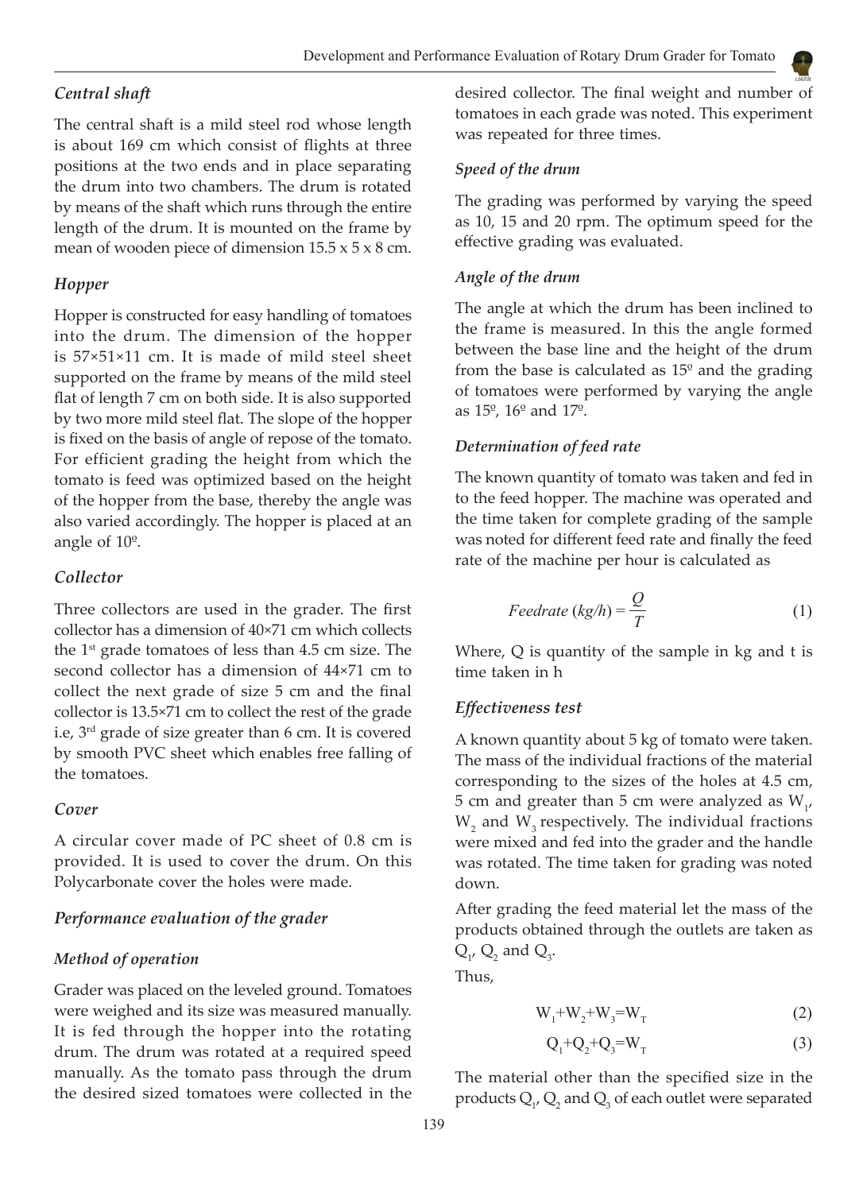### *Central shaft*

The central shaft is a mild steel rod whose length is about 169 cm which consist of flights at three positions at the two ends and in place separating the drum into two chambers. The drum is rotated by means of the shaft which runs through the entire length of the drum. It is mounted on the frame by mean of wooden piece of dimension 15.5 x 5 x 8 cm.

### *Hopper*

Hopper is constructed for easy handling of tomatoes into the drum. The dimension of the hopper is 57×51×11 cm. It is made of mild steel sheet supported on the frame by means of the mild steel flat of length 7 cm on both side. It is also supported by two more mild steel flat. The slope of the hopper is fixed on the basis of angle of repose of the tomato. For efficient grading the height from which the tomato is feed was optimized based on the height of the hopper from the base, thereby the angle was also varied accordingly. The hopper is placed at an angle of 10º.

### *Collector*

Three collectors are used in the grader. The first collector has a dimension of 40×71 cm which collects the 1st grade tomatoes of less than 4.5 cm size. The second collector has a dimension of 44×71 cm to collect the next grade of size 5 cm and the final collector is 13.5×71 cm to collect the rest of the grade i.e, 3rd grade of size greater than 6 cm. It is covered by smooth PVC sheet which enables free falling of the tomatoes.

### *Cover*

A circular cover made of PC sheet of 0.8 cm is provided. It is used to cover the drum. On this Polycarbonate cover the holes were made.

### *Performance evaluation of the grader*

### *Method of operation*

Grader was placed on the leveled ground. Tomatoes were weighed and its size was measured manually. It is fed through the hopper into the rotating drum. The drum was rotated at a required speed manually. As the tomato pass through the drum the desired sized tomatoes were collected in the desired collector. The final weight and number of tomatoes in each grade was noted. This experiment was repeated for three times.

### *Speed of the drum*

The grading was performed by varying the speed as 10, 15 and 20 rpm. The optimum speed for the effective grading was evaluated.

### *Angle of the drum*

The angle at which the drum has been inclined to the frame is measured. In this the angle formed between the base line and the height of the drum from the base is calculated as 15º and the grading of tomatoes were performed by varying the angle as 15º, 16º and 17º.

### *Determination of feed rate*

The known quantity of tomato was taken and fed in to the feed hopper. The machine was operated and the time taken for complete grading of the sample was noted for different feed rate and finally the feed rate of the machine per hour is calculated as

$$Feedrate\ (kg/h) = \frac{Q}{T} \tag{1}$$

Where, Q is quantity of the sample in kg and t is time taken in h

### *Effectiveness test*

A known quantity about 5 kg of tomato were taken. The mass of the individual fractions of the material corresponding to the sizes of the holes at 4.5 cm, 5 cm and greater than 5 cm were analyzed as $W_1$, $W_2$ and $W_3$ respectively. The individual fractions were mixed and fed into the grader and the handle was rotated. The time taken for grading was noted down.

After grading the feed material let the mass of the products obtained through the outlets are taken as $Q_1$, $Q_2$ and $Q_3$.

Thus,

$$W_1+W_2+W_3=W_T \tag{2}$$

$$Q_1+Q_2+Q_3=W_T \tag{3}$$

The material other than the specified size in the products $Q_1$, $Q_2$ and $Q_3$ of each outlet were separated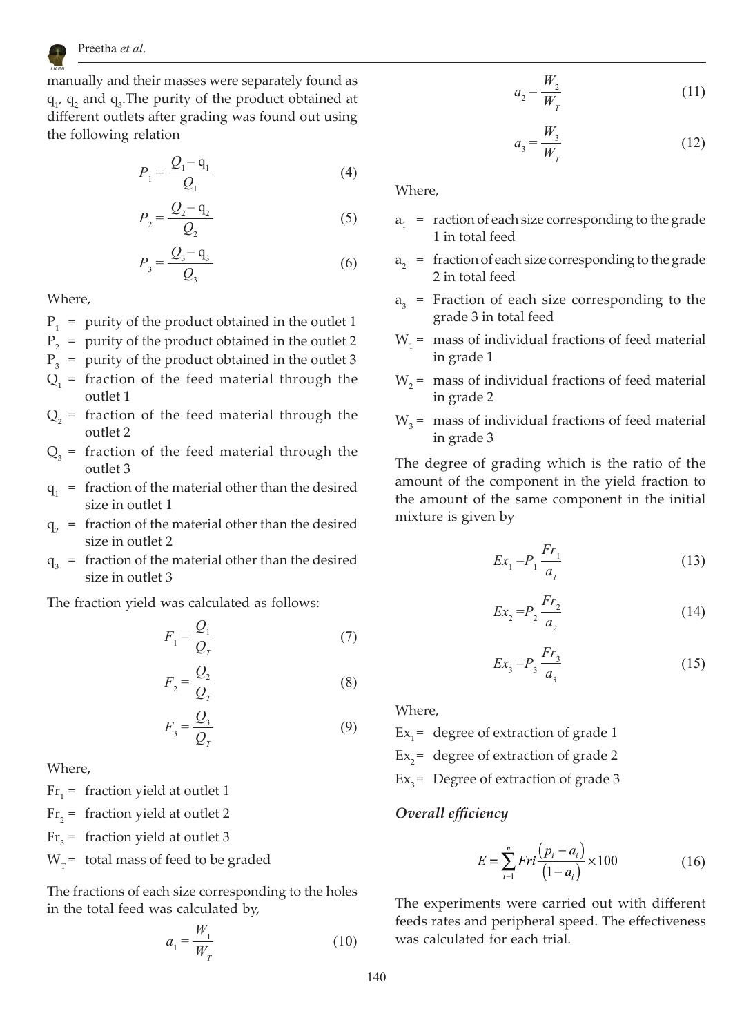manually and their masses were separately found as $q_1$, $q_2$ and $q_3$.The purity of the product obtained at different outlets after grading was found out using the following relation

$$P_1 = \frac{Q_1 - q_1}{Q_1} \quad (4)$$

$$P_2 = \frac{Q_2 - q_2}{Q_2} \quad (5)$$

$$P_3 = \frac{Q_3 - q_3}{Q_3} \quad (6)$$

Where,

- $P_1$ = purity of the product obtained in the outlet 1
- $P_2$ = purity of the product obtained in the outlet 2
- $P_3$ = purity of the product obtained in the outlet 3
- $Q_1$ = fraction of the feed material through the outlet 1
- $Q_2$ = fraction of the feed material through the outlet 2
- $Q_3$ = fraction of the feed material through the outlet 3
- $q_1$ = fraction of the material other than the desired size in outlet 1
- $q_2$ = fraction of the material other than the desired size in outlet 2
- $q_3$ = fraction of the material other than the desired size in outlet 3

The fraction yield was calculated as follows:

$$F_1 = \frac{Q_1}{Q_T} \quad (7)$$

$$F_2 = \frac{Q_2}{Q_T} \quad (8)$$

$$F_3 = \frac{Q_3}{Q_T} \quad (9)$$

Where,

- $Fr_1$ = fraction yield at outlet 1
- $Fr_2$ = fraction yield at outlet 2
- $Fr_3$ = fraction yield at outlet 3
- $W_T$ = total mass of feed to be graded

The fractions of each size corresponding to the holes in the total feed was calculated by,

$$a_1 = \frac{W_1}{W_T} \quad (10)$$

$$a_2 = \frac{W_2}{W_T} \quad (11)$$

$$a_3 = \frac{W_3}{W_T} \quad (12)$$

Where,

- $a_1$ = raction of each size corresponding to the grade 1 in total feed
- $a_2$ = fraction of each size corresponding to the grade 2 in total feed
- $a_3$ = Fraction of each size corresponding to the grade 3 in total feed
- $W_1$ = mass of individual fractions of feed material in grade 1
- $W_2$ = mass of individual fractions of feed material in grade 2
- $W_3$ = mass of individual fractions of feed material in grade 3

The degree of grading which is the ratio of the amount of the component in the yield fraction to the amount of the same component in the initial mixture is given by

$$Ex_1 = P_1 \frac{Fr_1}{a_1} \quad (13)$$

$$Ex_2 = P_2 \frac{Fr_2}{a_2} \quad (14)$$

$$Ex_3 = P_3 \frac{Fr_3}{a_3} \quad (15)$$

Where,

- $Ex_1$ = degree of extraction of grade 1
- $Ex_2$ = degree of extraction of grade 2
- $Ex_3$ = Degree of extraction of grade 3

### *Overall efficiency*

$$E = \sum_{i-1}^{n} Fri \frac{(p_i - a_i)}{(1 - a_i)} \times 100 \quad (16)$$

The experiments were carried out with different feeds rates and peripheral speed. The effectiveness was calculated for each trial.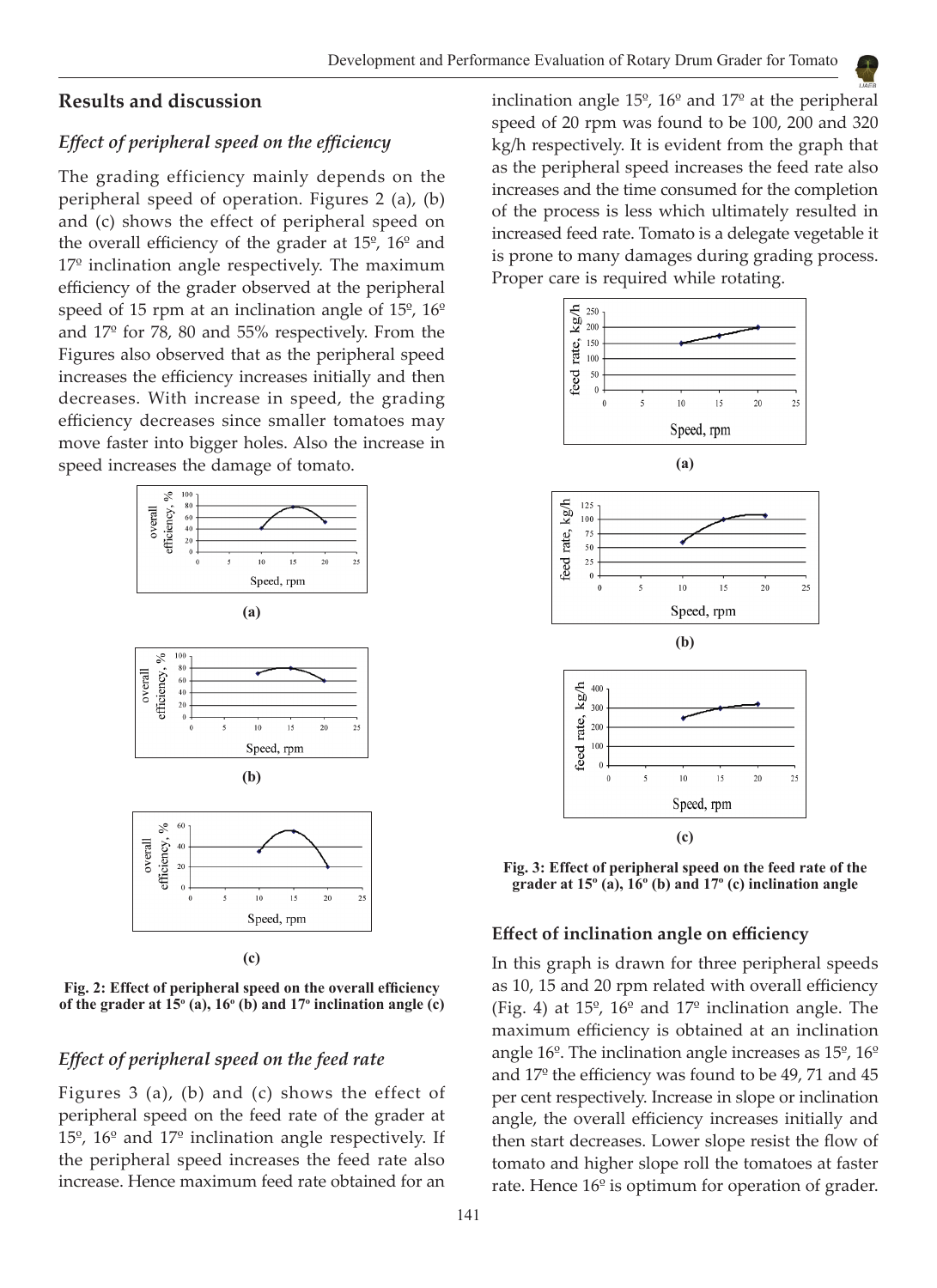## Results and discussion

### *Effect of peripheral speed on the efficiency*

The grading efficiency mainly depends on the peripheral speed of operation. Figures 2 (a), (b) and (c) shows the effect of peripheral speed on the overall efficiency of the grader at 15º, 16º and 17º inclination angle respectively. The maximum efficiency of the grader observed at the peripheral speed of 15 rpm at an inclination angle of 15º, 16º and 17º for 78, 80 and 55% respectively. From the Figures also observed that as the peripheral speed increases the efficiency increases initially and then decreases. With increase in speed, the grading efficiency decreases since smaller tomatoes may move faster into bigger holes. Also the increase in speed increases the damage of tomato.

**Fig. 2: Effect of peripheral speed on the overall efficiency of the grader at 15º (a), 16º (b) and 17º inclination angle (c)**

### *Effect of peripheral speed on the feed rate*

Figures 3 (a), (b) and (c) shows the effect of peripheral speed on the feed rate of the grader at 15º, 16º and 17º inclination angle respectively. If the peripheral speed increases the feed rate also increase. Hence maximum feed rate obtained for an inclination angle 15º, 16º and 17º at the peripheral speed of 20 rpm was found to be 100, 200 and 320 kg/h respectively. It is evident from the graph that as the peripheral speed increases the feed rate also increases and the time consumed for the completion of the process is less which ultimately resulted in increased feed rate. Tomato is a delegate vegetable it is prone to many damages during grading process. Proper care is required while rotating.

**Fig. 3: Effect of peripheral speed on the feed rate of the grader at 15º (a), 16º (b) and 17º (c) inclination angle**

### Effect of inclination angle on efficiency

In this graph is drawn for three peripheral speeds as 10, 15 and 20 rpm related with overall efficiency (Fig. 4) at 15º, 16º and 17º inclination angle. The maximum efficiency is obtained at an inclination angle 16º. The inclination angle increases as 15º, 16º and 17º the efficiency was found to be 49, 71 and 45 per cent respectively. Increase in slope or inclination angle, the overall efficiency increases initially and then start decreases. Lower slope resist the flow of tomato and higher slope roll the tomatoes at faster rate. Hence 16º is optimum for operation of grader.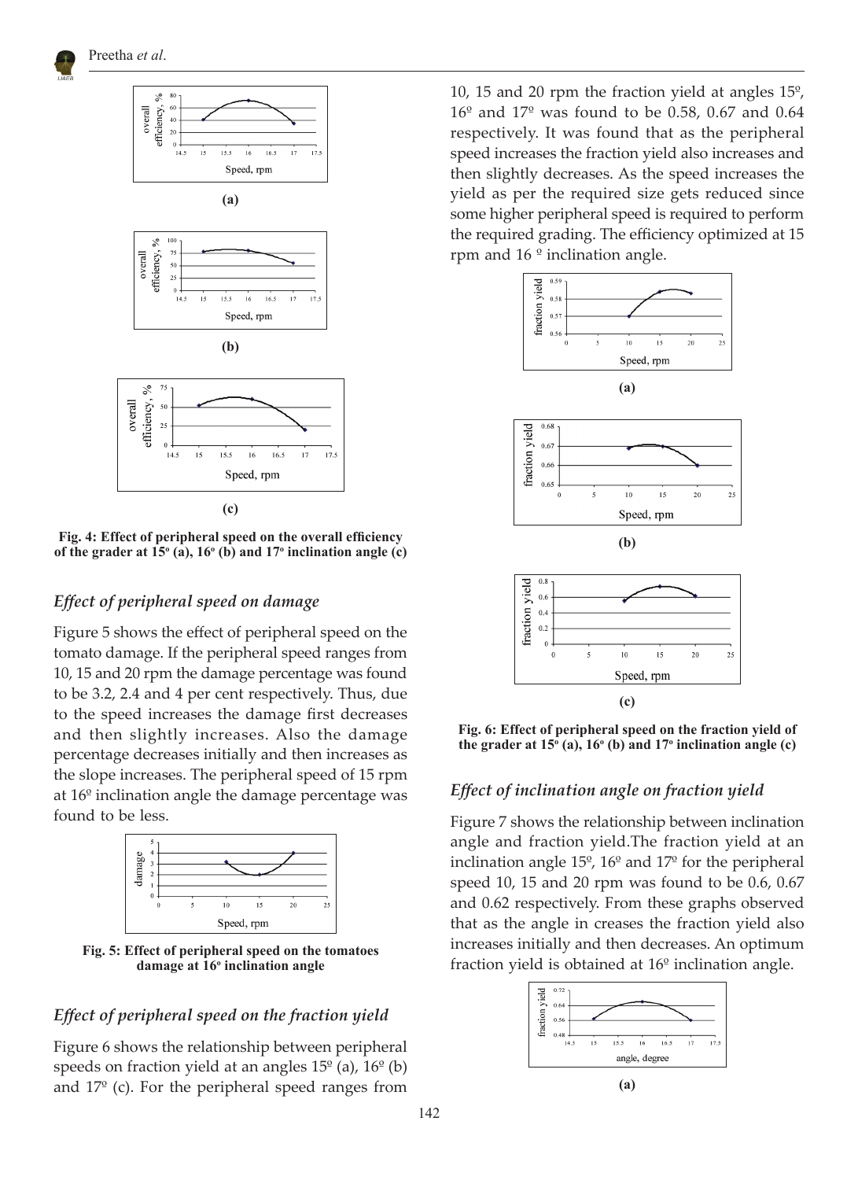Fig. 4: Effect of peripheral speed on the overall efficiency of the grader at 15º (a), 16º (b) and 17º inclination angle (c)

### *Effect of peripheral speed on damage*

Figure 5 shows the effect of peripheral speed on the tomato damage. If the peripheral speed ranges from 10, 15 and 20 rpm the damage percentage was found to be 3.2, 2.4 and 4 per cent respectively. Thus, due to the speed increases the damage first decreases and then slightly increases. Also the damage percentage decreases initially and then increases as the slope increases. The peripheral speed of 15 rpm at 16º inclination angle the damage percentage was found to be less.

Fig. 5: Effect of peripheral speed on the tomatoes damage at 16º inclination angle

### *Effect of peripheral speed on the fraction yield*

Figure 6 shows the relationship between peripheral speeds on fraction yield at an angles 15º (a), 16º (b) and 17º (c). For the peripheral speed ranges from 10, 15 and 20 rpm the fraction yield at angles 15º, 16º and 17º was found to be 0.58, 0.67 and 0.64 respectively. It was found that as the peripheral speed increases the fraction yield also increases and then slightly decreases. As the speed increases the yield as per the required size gets reduced since some higher peripheral speed is required to perform the required grading. The efficiency optimized at 15 rpm and 16 º inclination angle.

Fig. 6: Effect of peripheral speed on the fraction yield of the grader at 15º (a), 16º (b) and 17º inclination angle (c)

### *Effect of inclination angle on fraction yield*

Figure 7 shows the relationship between inclination angle and fraction yield.The fraction yield at an inclination angle 15º, 16º and 17º for the peripheral speed 10, 15 and 20 rpm was found to be 0.6, 0.67 and 0.62 respectively. From these graphs observed that as the angle in creases the fraction yield also increases initially and then decreases. An optimum fraction yield is obtained at 16º inclination angle.

(a)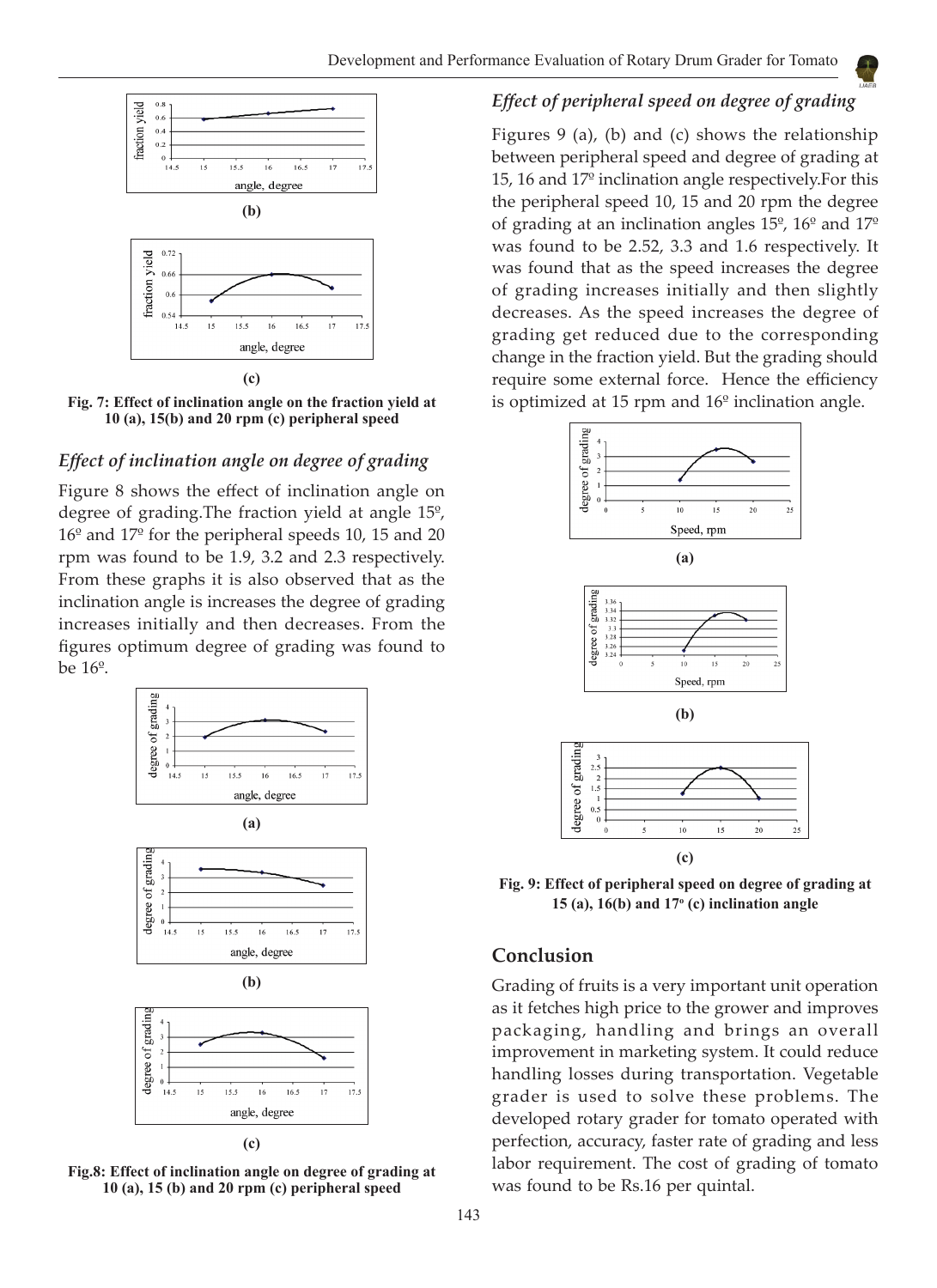Fig. 7: Effect of inclination angle on the fraction yield at 10 (a), 15(b) and 20 rpm (c) peripheral speed

### *Effect of inclination angle on degree of grading*

Figure 8 shows the effect of inclination angle on degree of grading.The fraction yield at angle 15º, 16º and 17º for the peripheral speeds 10, 15 and 20 rpm was found to be 1.9, 3.2 and 2.3 respectively. From these graphs it is also observed that as the inclination angle is increases the degree of grading increases initially and then decreases. From the figures optimum degree of grading was found to be 16º.

Fig.8: Effect of inclination angle on degree of grading at 10 (a), 15 (b) and 20 rpm (c) peripheral speed

### *Effect of peripheral speed on degree of grading*

Figures 9 (a), (b) and (c) shows the relationship between peripheral speed and degree of grading at 15, 16 and 17º inclination angle respectively.For this the peripheral speed 10, 15 and 20 rpm the degree of grading at an inclination angles 15º, 16º and 17º was found to be 2.52, 3.3 and 1.6 respectively. It was found that as the speed increases the degree of grading increases initially and then slightly decreases. As the speed increases the degree of grading get reduced due to the corresponding change in the fraction yield. But the grading should require some external force. Hence the efficiency is optimized at 15 rpm and 16º inclination angle.

Fig. 9: Effect of peripheral speed on degree of grading at 15 (a), 16(b) and 17º (c) inclination angle

## Conclusion

Grading of fruits is a very important unit operation as it fetches high price to the grower and improves packaging, handling and brings an overall improvement in marketing system. It could reduce handling losses during transportation. Vegetable grader is used to solve these problems. The developed rotary grader for tomato operated with perfection, accuracy, faster rate of grading and less labor requirement. The cost of grading of tomato was found to be Rs.16 per quintal.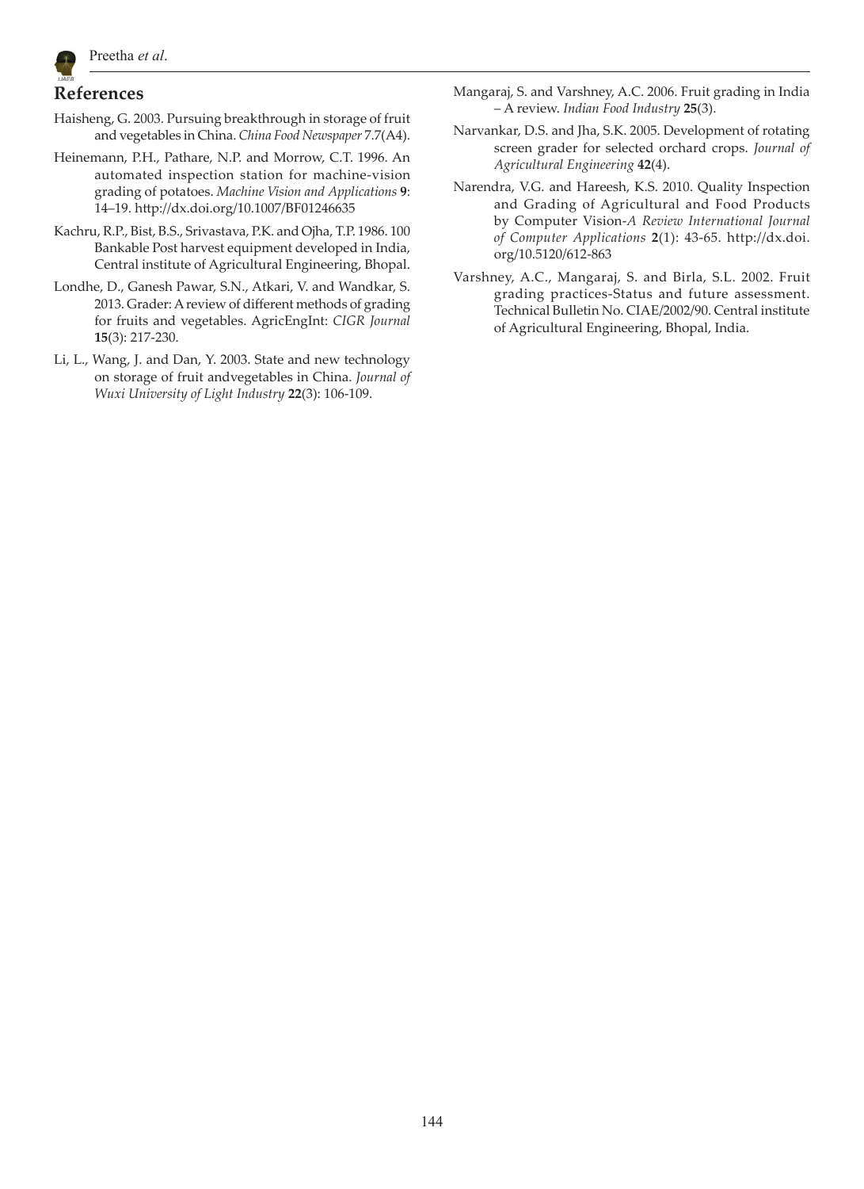## References

Haisheng, G. 2003. Pursuing breakthrough in storage of fruit and vegetables in China. *China Food Newspaper* 7.7(A4).

Heinemann, P.H., Pathare, N.P. and Morrow, C.T. 1996. An automated inspection station for machine-vision grading of potatoes. *Machine Vision and Applications* **9**: 14–19. http://dx.doi.org/10.1007/BF01246635

Kachru, R.P., Bist, B.S., Srivastava, P.K. and Ojha, T.P. 1986. 100 Bankable Post harvest equipment developed in India, Central institute of Agricultural Engineering, Bhopal.

Londhe, D., Ganesh Pawar, S.N., Atkari, V. and Wandkar, S. 2013. Grader: A review of different methods of grading for fruits and vegetables. AgricEngInt: *CIGR Journal* **15**(3): 217-230.

Li, L., Wang, J. and Dan, Y. 2003. State and new technology on storage of fruit andvegetables in China. *Journal of Wuxi University of Light Industry* **22**(3): 106-109.

Mangaraj, S. and Varshney, A.C. 2006. Fruit grading in India – A review. *Indian Food Industry* **25**(3).

Narvankar, D.S. and Jha, S.K. 2005. Development of rotating screen grader for selected orchard crops. *Journal of Agricultural Engineering* **42**(4).

Narendra, V.G. and Hareesh, K.S. 2010. Quality Inspection and Grading of Agricultural and Food Products by Computer Vision-*A Review International Journal of Computer Applications* **2**(1): 43-65. http://dx.doi.org/10.5120/612-863

Varshney, A.C., Mangaraj, S. and Birla, S.L. 2002. Fruit grading practices-Status and future assessment. Technical Bulletin No. CIAE/2002/90. Central institute of Agricultural Engineering, Bhopal, India.